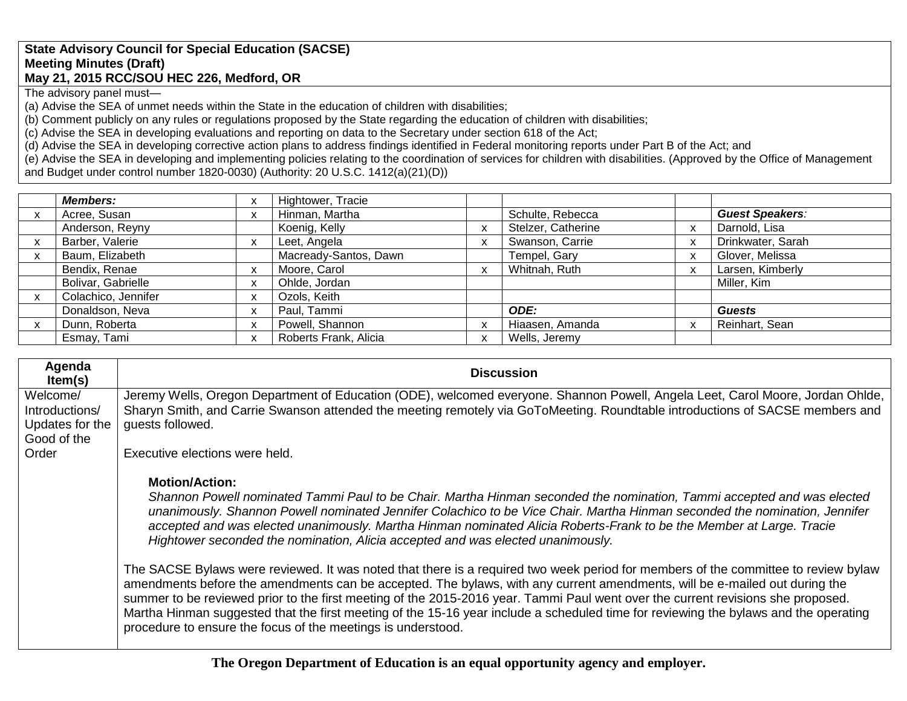**State Advisory Council for Special Education (SACSE)**
**Meeting Minutes (Draft)**
**May 21, 2015 RCC/SOU HEC 226, Medford, OR**

The advisory panel must—
(a) Advise the SEA of unmet needs within the State in the education of children with disabilities;
(b) Comment publicly on any rules or regulations proposed by the State regarding the education of children with disabilities;
(c) Advise the SEA in developing evaluations and reporting on data to the Secretary under section 618 of the Act;
(d) Advise the SEA in developing corrective action plans to address findings identified in Federal monitoring reports under Part B of the Act; and
(e) Advise the SEA in developing and implementing policies relating to the coordination of services for children with disabilities. (Approved by the Office of Management and Budget under control number 1820-0030) (Authority: 20 U.S.C. 1412(a)(21)(D))

| | ***Members:*** | x | Hightower, Tracie | | | | |
|---|---|---|---|---|---|---|---|
| x | Acree, Susan | x | Hinman, Martha | | Schulte, Rebecca | | ***Guest Speakers:*** |
| | Anderson, Reyny | | Koenig, Kelly | x | Stelzer, Catherine | x | Darnold, Lisa |
| x | Barber, Valerie | x | Leet, Angela | x | Swanson, Carrie | x | Drinkwater, Sarah |
| x | Baum, Elizabeth | | Macready-Santos, Dawn | | Tempel, Gary | x | Glover, Melissa |
| | Bendix, Renae | x | Moore, Carol | x | Whitnah, Ruth | x | Larsen, Kimberly |
| | Bolivar, Gabrielle | x | Ohlde, Jordan | | | | Miller, Kim |
| x | Colachico, Jennifer | x | Ozols, Keith | | | | |
| | Donaldson, Neva | x | Paul, Tammi | | ***ODE:*** | | ***Guests*** |
| x | Dunn, Roberta | x | Powell, Shannon | x | Hiaasen, Amanda | x | Reinhart, Sean |
| | Esmay, Tami | x | Roberts Frank, Alicia | x | Wells, Jeremy | | |

| Agenda Item(s) | Discussion |
|---|---|
| Welcome/ Introductions/ Updates for the Good of the Order | Jeremy Wells, Oregon Department of Education (ODE), welcomed everyone. Shannon Powell, Angela Leet, Carol Moore, Jordan Ohlde, Sharyn Smith, and Carrie Swanson attended the meeting remotely via GoToMeeting. Roundtable introductions of SACSE members and guests followed.<br><br>Executive elections were held.<br><br>**Motion/Action:**<br>*Shannon Powell nominated Tammi Paul to be Chair. Martha Hinman seconded the nomination, Tammi accepted and was elected unanimously. Shannon Powell nominated Jennifer Colachico to be Vice Chair. Martha Hinman seconded the nomination, Jennifer accepted and was elected unanimously. Martha Hinman nominated Alicia Roberts-Frank to be the Member at Large. Tracie Hightower seconded the nomination, Alicia accepted and was elected unanimously.*<br><br>The SACSE Bylaws were reviewed. It was noted that there is a required two week period for members of the committee to review bylaw amendments before the amendments can be accepted. The bylaws, with any current amendments, will be e-mailed out during the summer to be reviewed prior to the first meeting of the 2015-2016 year. Tammi Paul went over the current revisions she proposed. Martha Hinman suggested that the first meeting of the 15-16 year include a scheduled time for reviewing the bylaws and the operating procedure to ensure the focus of the meetings is understood. |

**The Oregon Department of Education is an equal opportunity agency and employer.**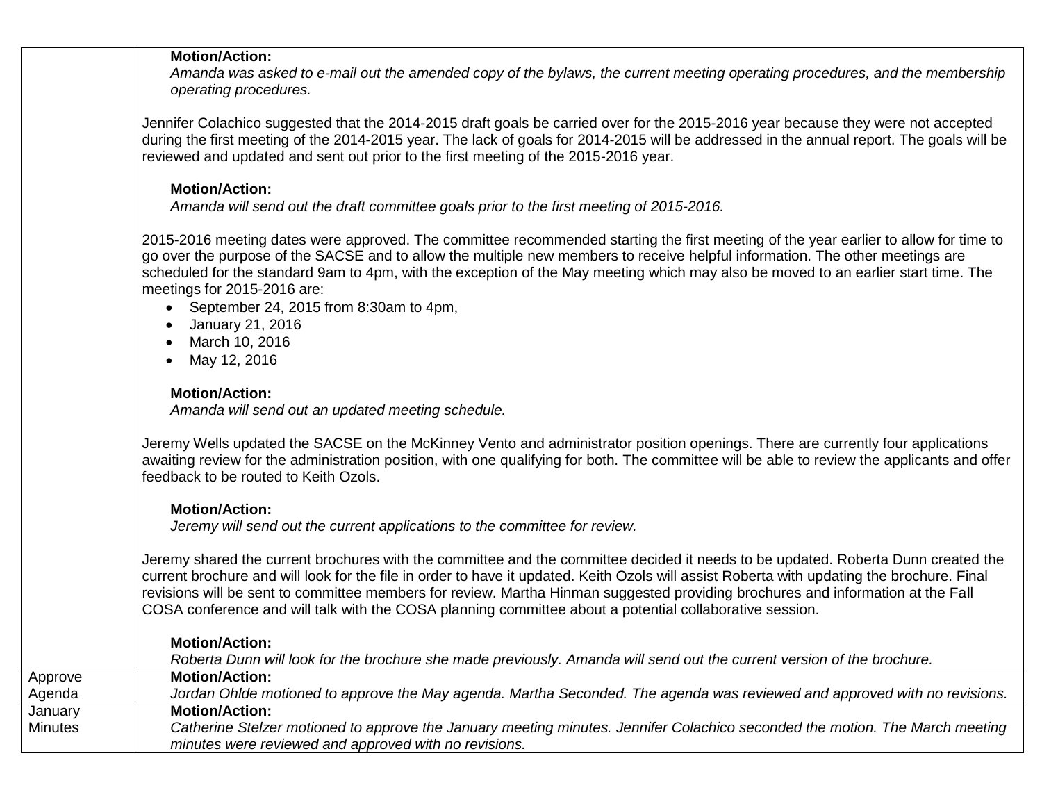| | |
|---|---|
| | **Motion/Action:**<br>*Amanda was asked to e-mail out the amended copy of the bylaws, the current meeting operating procedures, and the membership operating procedures.*<br><br>Jennifer Colachico suggested that the 2014-2015 draft goals be carried over for the 2015-2016 year because they were not accepted during the first meeting of the 2014-2015 year. The lack of goals for 2014-2015 will be addressed in the annual report. The goals will be reviewed and updated and sent out prior to the first meeting of the 2015-2016 year.<br><br>**Motion/Action:**<br>*Amanda will send out the draft committee goals prior to the first meeting of 2015-2016.*<br><br>2015-2016 meeting dates were approved. The committee recommended starting the first meeting of the year earlier to allow for time to go over the purpose of the SACSE and to allow the multiple new members to receive helpful information. The other meetings are scheduled for the standard 9am to 4pm, with the exception of the May meeting which may also be moved to an earlier start time. The meetings for 2015-2016 are:<br>• September 24, 2015 from 8:30am to 4pm,<br>• January 21, 2016<br>• March 10, 2016<br>• May 12, 2016<br><br>**Motion/Action:**<br>*Amanda will send out an updated meeting schedule.*<br><br>Jeremy Wells updated the SACSE on the McKinney Vento and administrator position openings. There are currently four applications awaiting review for the administration position, with one qualifying for both. The committee will be able to review the applicants and offer feedback to be routed to Keith Ozols.<br><br>**Motion/Action:**<br>*Jeremy will send out the current applications to the committee for review.*<br><br>Jeremy shared the current brochures with the committee and the committee decided it needs to be updated. Roberta Dunn created the current brochure and will look for the file in order to have it updated. Keith Ozols will assist Roberta with updating the brochure. Final revisions will be sent to committee members for review. Martha Hinman suggested providing brochures and information at the Fall COSA conference and will talk with the COSA planning committee about a potential collaborative session.<br><br>**Motion/Action:**<br>*Roberta Dunn will look for the brochure she made previously. Amanda will send out the current version of the brochure.* |
| Approve Agenda | **Motion/Action:**<br>*Jordan Ohlde motioned to approve the May agenda. Martha Seconded. The agenda was reviewed and approved with no revisions.* |
| January Minutes | **Motion/Action:**<br>*Catherine Stelzer motioned to approve the January meeting minutes. Jennifer Colachico seconded the motion. The March meeting minutes were reviewed and approved with no revisions.* |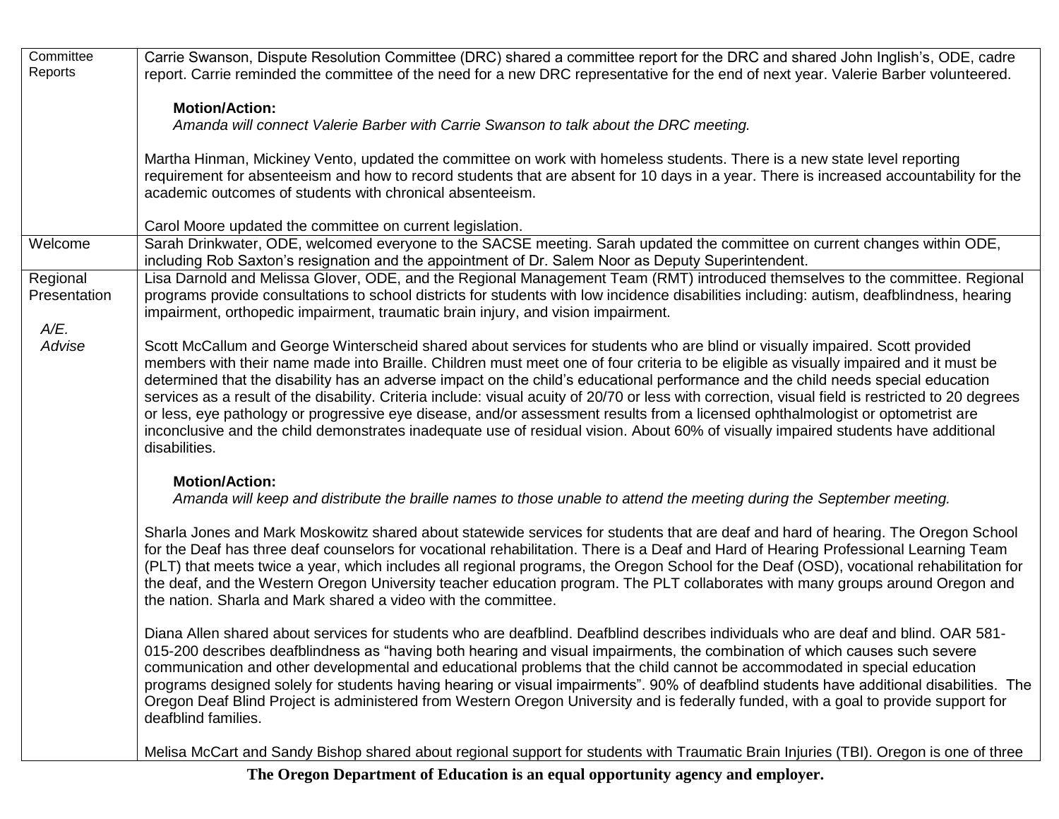| | |
|---|---|
| Committee Reports | Carrie Swanson, Dispute Resolution Committee (DRC) shared a committee report for the DRC and shared John Inglish's, ODE, cadre report. Carrie reminded the committee of the need for a new DRC representative for the end of next year. Valerie Barber volunteered.<br><br>**Motion/Action:**<br>*Amanda will connect Valerie Barber with Carrie Swanson to talk about the DRC meeting.*<br><br>Martha Hinman, Mickiney Vento, updated the committee on work with homeless students. There is a new state level reporting requirement for absenteeism and how to record students that are absent for 10 days in a year. There is increased accountability for the academic outcomes of students with chronical absenteeism.<br><br>Carol Moore updated the committee on current legislation. |
| Welcome | Sarah Drinkwater, ODE, welcomed everyone to the SACSE meeting. Sarah updated the committee on current changes within ODE, including Rob Saxton's resignation and the appointment of Dr. Salem Noor as Deputy Superintendent. |
| Regional Presentation<br><br>*A/E. Advise* | Lisa Darnold and Melissa Glover, ODE, and the Regional Management Team (RMT) introduced themselves to the committee. Regional programs provide consultations to school districts for students with low incidence disabilities including: autism, deafblindness, hearing impairment, orthopedic impairment, traumatic brain injury, and vision impairment.<br><br>Scott McCallum and George Winterscheid shared about services for students who are blind or visually impaired. Scott provided members with their name made into Braille. Children must meet one of four criteria to be eligible as visually impaired and it must be determined that the disability has an adverse impact on the child's educational performance and the child needs special education services as a result of the disability. Criteria include: visual acuity of 20/70 or less with correction, visual field is restricted to 20 degrees or less, eye pathology or progressive eye disease, and/or assessment results from a licensed ophthalmologist or optometrist are inconclusive and the child demonstrates inadequate use of residual vision. About 60% of visually impaired students have additional disabilities.<br><br>**Motion/Action:**<br>*Amanda will keep and distribute the braille names to those unable to attend the meeting during the September meeting.*<br><br>Sharla Jones and Mark Moskowitz shared about statewide services for students that are deaf and hard of hearing. The Oregon School for the Deaf has three deaf counselors for vocational rehabilitation. There is a Deaf and Hard of Hearing Professional Learning Team (PLT) that meets twice a year, which includes all regional programs, the Oregon School for the Deaf (OSD), vocational rehabilitation for the deaf, and the Western Oregon University teacher education program. The PLT collaborates with many groups around Oregon and the nation. Sharla and Mark shared a video with the committee.<br><br>Diana Allen shared about services for students who are deafblind. Deafblind describes individuals who are deaf and blind. OAR 581-015-200 describes deafblindness as "having both hearing and visual impairments, the combination of which causes such severe communication and other developmental and educational problems that the child cannot be accommodated in special education programs designed solely for students having hearing or visual impairments". 90% of deafblind students have additional disabilities. The Oregon Deaf Blind Project is administered from Western Oregon University and is federally funded, with a goal to provide support for deafblind families.<br><br>Melisa McCart and Sandy Bishop shared about regional support for students with Traumatic Brain Injuries (TBI). Oregon is one of three |

**The Oregon Department of Education is an equal opportunity agency and employer.**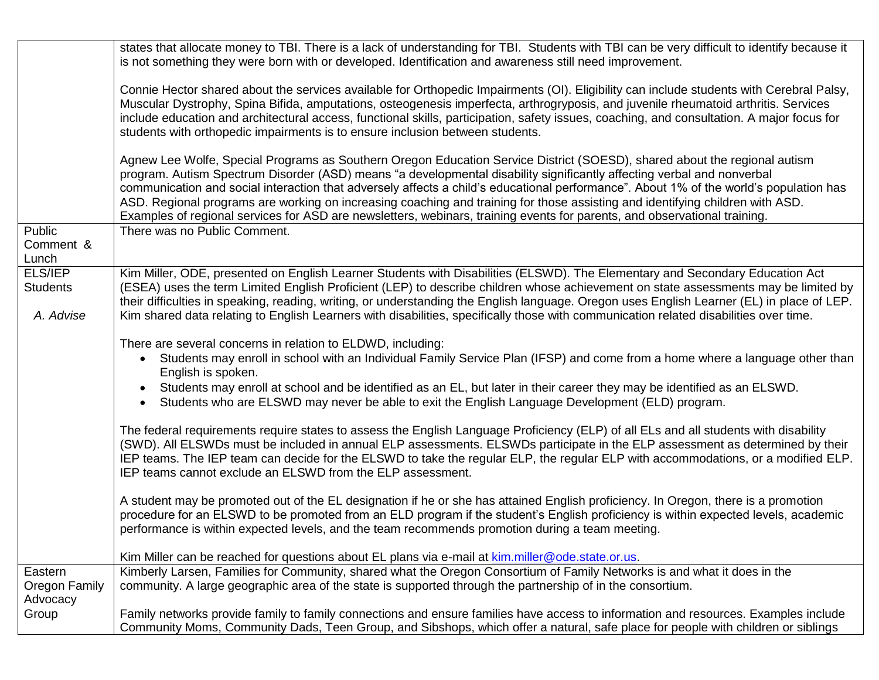| | |
|---|---|
| | states that allocate money to TBI. There is a lack of understanding for TBI. Students with TBI can be very difficult to identify because it is not something they were born with or developed. Identification and awareness still need improvement.<br><br>Connie Hector shared about the services available for Orthopedic Impairments (OI). Eligibility can include students with Cerebral Palsy, Muscular Dystrophy, Spina Bifida, amputations, osteogenesis imperfecta, arthrogryposis, and juvenile rheumatoid arthritis. Services include education and architectural access, functional skills, participation, safety issues, coaching, and consultation. A major focus for students with orthopedic impairments is to ensure inclusion between students.<br><br>Agnew Lee Wolfe, Special Programs as Southern Oregon Education Service District (SOESD), shared about the regional autism program. Autism Spectrum Disorder (ASD) means "a developmental disability significantly affecting verbal and nonverbal communication and social interaction that adversely affects a child's educational performance". About 1% of the world's population has ASD. Regional programs are working on increasing coaching and training for those assisting and identifying children with ASD. Examples of regional services for ASD are newsletters, webinars, training events for parents, and observational training. |
| Public Comment & Lunch | There was no Public Comment. |
| ELS/IEP Students<br><br>*A. Advise* | Kim Miller, ODE, presented on English Learner Students with Disabilities (ELSWD). The Elementary and Secondary Education Act (ESEA) uses the term Limited English Proficient (LEP) to describe children whose achievement on state assessments may be limited by their difficulties in speaking, reading, writing, or understanding the English language. Oregon uses English Learner (EL) in place of LEP. Kim shared data relating to English Learners with disabilities, specifically those with communication related disabilities over time.<br><br>There are several concerns in relation to ELDWD, including:<br>• Students may enroll in school with an Individual Family Service Plan (IFSP) and come from a home where a language other than English is spoken.<br>• Students may enroll at school and be identified as an EL, but later in their career they may be identified as an ELSWD.<br>• Students who are ELSWD may never be able to exit the English Language Development (ELD) program.<br><br>The federal requirements require states to assess the English Language Proficiency (ELP) of all ELs and all students with disability (SWD). All ELSWDs must be included in annual ELP assessments. ELSWDs participate in the ELP assessment as determined by their IEP teams. The IEP team can decide for the ELSWD to take the regular ELP, the regular ELP with accommodations, or a modified ELP. IEP teams cannot exclude an ELSWD from the ELP assessment.<br><br>A student may be promoted out of the EL designation if he or she has attained English proficiency. In Oregon, there is a promotion procedure for an ELSWD to be promoted from an ELD program if the student's English proficiency is within expected levels, academic performance is within expected levels, and the team recommends promotion during a team meeting.<br><br>Kim Miller can be reached for questions about EL plans via e-mail at kim.miller@ode.state.or.us. |
| Eastern Oregon Family Advocacy Group | Kimberly Larsen, Families for Community, shared what the Oregon Consortium of Family Networks is and what it does in the community. A large geographic area of the state is supported through the partnership of in the consortium.<br><br>Family networks provide family to family connections and ensure families have access to information and resources. Examples include Community Moms, Community Dads, Teen Group, and Sibshops, which offer a natural, safe place for people with children or siblings |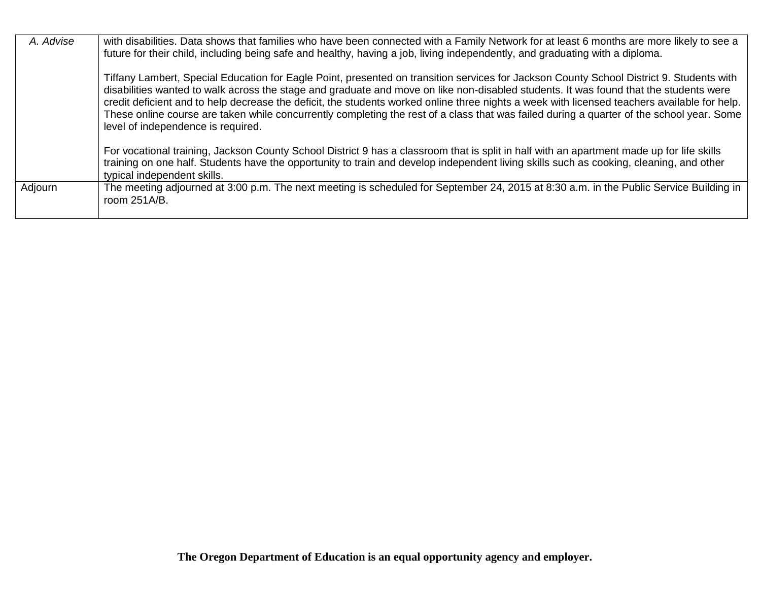| | |
|---|---|
| *A. Advise* | with disabilities. Data shows that families who have been connected with a Family Network for at least 6 months are more likely to see a future for their child, including being safe and healthy, having a job, living independently, and graduating with a diploma.<br><br>Tiffany Lambert, Special Education for Eagle Point, presented on transition services for Jackson County School District 9. Students with disabilities wanted to walk across the stage and graduate and move on like non-disabled students. It was found that the students were credit deficient and to help decrease the deficit, the students worked online three nights a week with licensed teachers available for help. These online course are taken while concurrently completing the rest of a class that was failed during a quarter of the school year. Some level of independence is required.<br><br>For vocational training, Jackson County School District 9 has a classroom that is split in half with an apartment made up for life skills training on one half. Students have the opportunity to train and develop independent living skills such as cooking, cleaning, and other typical independent skills. |
| Adjourn | The meeting adjourned at 3:00 p.m. The next meeting is scheduled for September 24, 2015 at 8:30 a.m. in the Public Service Building in room 251A/B. |

**The Oregon Department of Education is an equal opportunity agency and employer.**